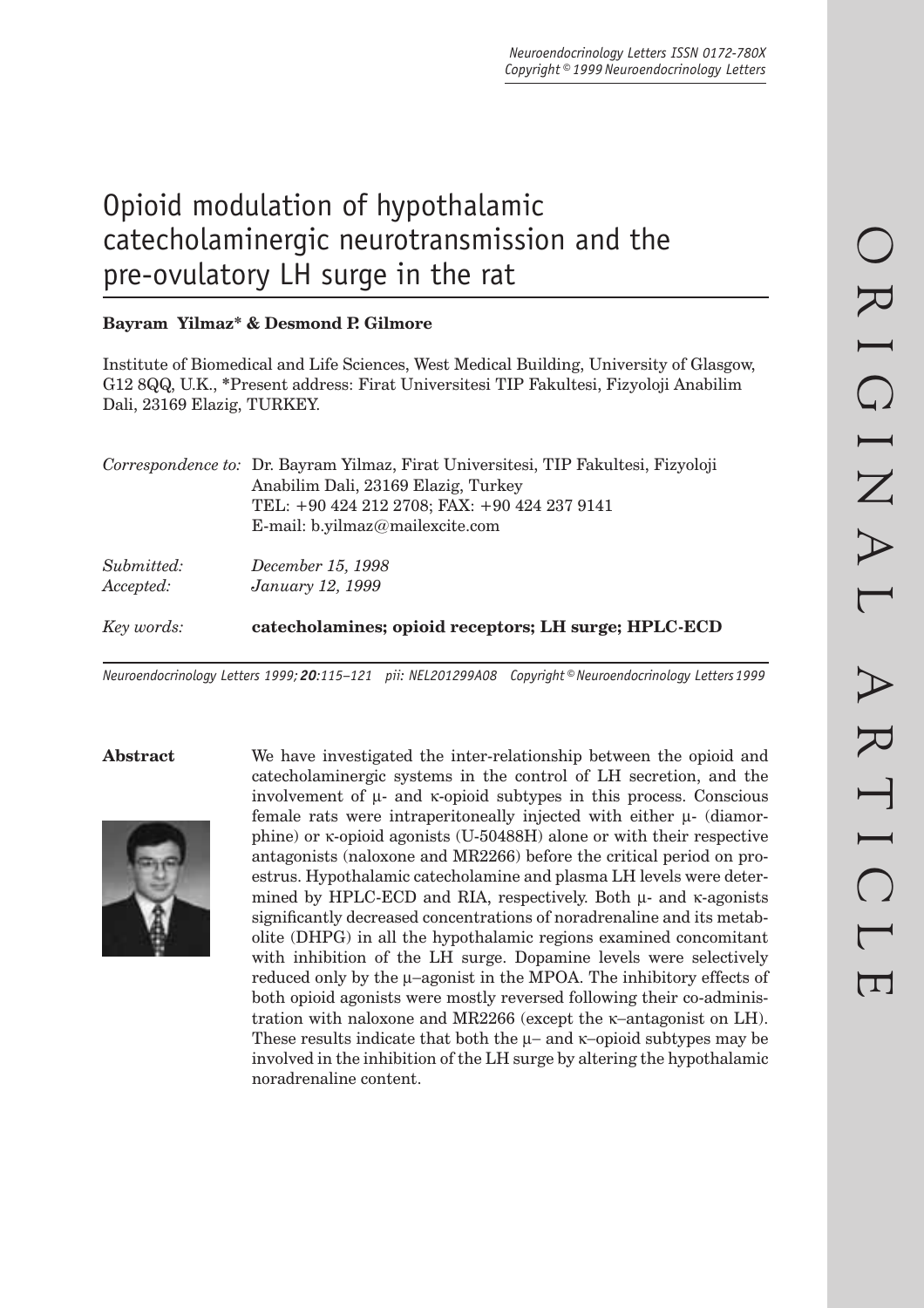# Opioid modulation of hypothalamic catecholaminergic neurotransmission and the pre-ovulatory LH surge in the rat

**Bayram Yilmaz* & Desmond P. Gilmore**

Institute of Biomedical and Life Sciences, West Medical Building, University of Glasgow, G12 8QQ, U.K., *Present address: Firat Universitesi TIP Fakultesi, Fizyoloji Anabilim Dali, 23169 Elazig, TURKEY.

*Correspondence to:* Dr. Bayram Yilmaz, Firat Universitesi, TIP Fakultesi, Fizyoloji Anabilim Dali, 23169 Elazig, Turkey
TEL: +90 424 212 2708; FAX: +90 424 237 9141
E-mail: b.yilmaz@mailexcite.com

*Submitted:* *December 15, 1998*
*Accepted:* *January 12, 1999*

*Key words:* **catecholamines; opioid receptors; LH surge; HPLC-ECD**

**Abstract**

We have investigated the inter-relationship between the opioid and catecholaminergic systems in the control of LH secretion, and the involvement of μ- and κ-opioid subtypes in this process. Conscious female rats were intraperitoneally injected with either μ- (diamorphine) or κ-opioid agonists (U-50488H) alone or with their respective antagonists (naloxone and MR2266) before the critical period on proestrus. Hypothalamic catecholamine and plasma LH levels were determined by HPLC-ECD and RIA, respectively. Both μ- and κ-agonists significantly decreased concentrations of noradrenaline and its metabolite (DHPG) in all the hypothalamic regions examined concomitant with inhibition of the LH surge. Dopamine levels were selectively reduced only by the μ–agonist in the MPOA. The inhibitory effects of both opioid agonists were mostly reversed following their co-administration with naloxone and MR2266 (except the κ–antagonist on LH). These results indicate that both the μ– and κ–opioid subtypes may be involved in the inhibition of the LH surge by altering the hypothalamic noradrenaline content.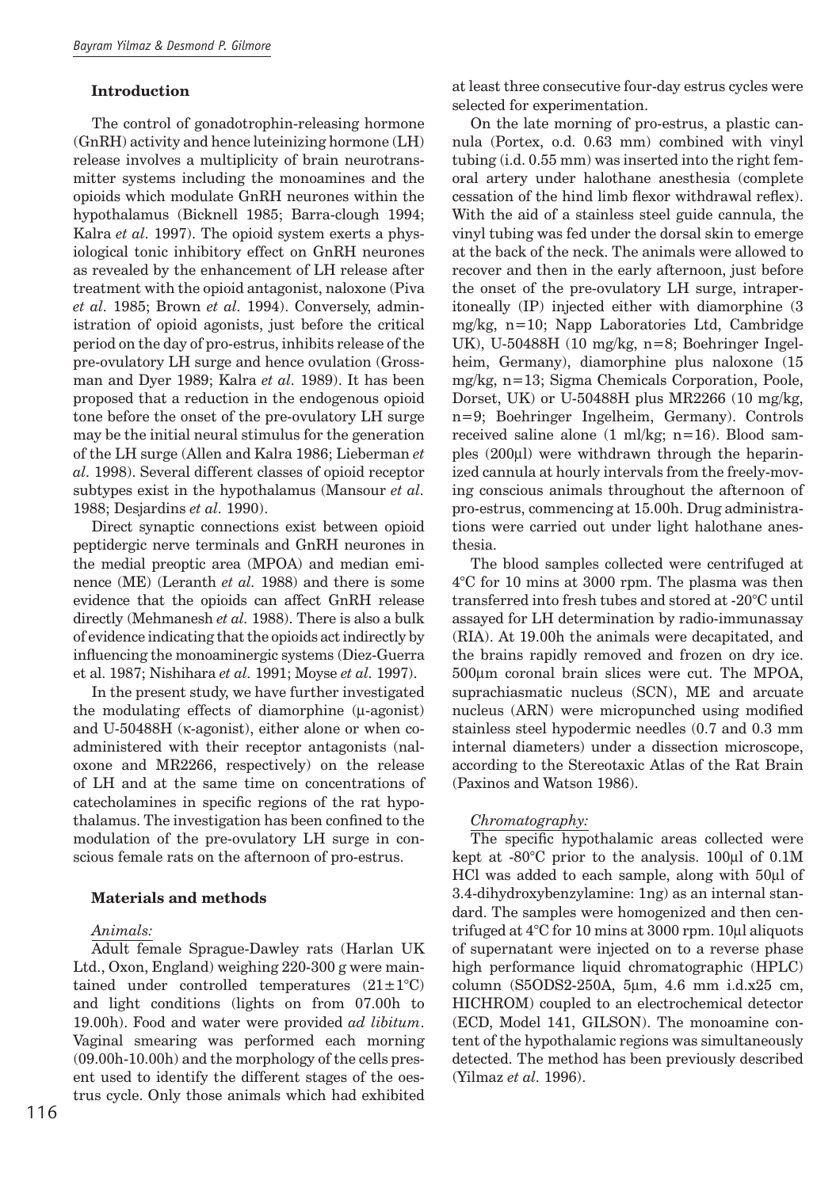## Introduction

The control of gonadotrophin-releasing hormone (GnRH) activity and hence luteinizing hormone (LH) release involves a multiplicity of brain neurotransmitter systems including the monoamines and the opioids which modulate GnRH neurones within the hypothalamus (Bicknell 1985; Barra-clough 1994; Kalra *et al.* 1997). The opioid system exerts a physiological tonic inhibitory effect on GnRH neurones as revealed by the enhancement of LH release after treatment with the opioid antagonist, naloxone (Piva *et al.* 1985; Brown *et al.* 1994). Conversely, administration of opioid agonists, just before the critical period on the day of pro-estrus, inhibits release of the pre-ovulatory LH surge and hence ovulation (Grossman and Dyer 1989; Kalra *et al.* 1989). It has been proposed that a reduction in the endogenous opioid tone before the onset of the pre-ovulatory LH surge may be the initial neural stimulus for the generation of the LH surge (Allen and Kalra 1986; Lieberman *et al.* 1998). Several different classes of opioid receptor subtypes exist in the hypothalamus (Mansour *et al.* 1988; Desjardins *et al.* 1990).

Direct synaptic connections exist between opioid peptidergic nerve terminals and GnRH neurones in the medial preoptic area (MPOA) and median eminence (ME) (Leranth *et al.* 1988) and there is some evidence that the opioids can affect GnRH release directly (Mehmanesh *et al.* 1988). There is also a bulk of evidence indicating that the opioids act indirectly by influencing the monoaminergic systems (Diez-Guerra et al. 1987; Nishihara *et al.* 1991; Moyse *et al.* 1997).

In the present study, we have further investigated the modulating effects of diamorphine (μ-agonist) and U-50488H (κ-agonist), either alone or when co-administered with their receptor antagonists (naloxone and MR2266, respectively) on the release of LH and at the same time on concentrations of catecholamines in specific regions of the rat hypothalamus. The investigation has been confined to the modulation of the pre-ovulatory LH surge in conscious female rats on the afternoon of pro-estrus.

## Materials and methods

### *Animals:*

Adult female Sprague-Dawley rats (Harlan UK Ltd., Oxon, England) weighing 220-300 g were maintained under controlled temperatures (21±1°C) and light conditions (lights on from 07.00h to 19.00h). Food and water were provided *ad libitum*. Vaginal smearing was performed each morning (09.00h-10.00h) and the morphology of the cells present used to identify the different stages of the oestrus cycle. Only those animals which had exhibited at least three consecutive four-day estrus cycles were selected for experimentation.

On the late morning of pro-estrus, a plastic cannula (Portex, o.d. 0.63 mm) combined with vinyl tubing (i.d. 0.55 mm) was inserted into the right femoral artery under halothane anesthesia (complete cessation of the hind limb flexor withdrawal reflex). With the aid of a stainless steel guide cannula, the vinyl tubing was fed under the dorsal skin to emerge at the back of the neck. The animals were allowed to recover and then in the early afternoon, just before the onset of the pre-ovulatory LH surge, intraperitoneally (IP) injected either with diamorphine (3 mg/kg, n=10; Napp Laboratories Ltd, Cambridge UK), U-50488H (10 mg/kg, n=8; Boehringer Ingelheim, Germany), diamorphine plus naloxone (15 mg/kg, n=13; Sigma Chemicals Corporation, Poole, Dorset, UK) or U-50488H plus MR2266 (10 mg/kg, n=9; Boehringer Ingelheim, Germany). Controls received saline alone (1 ml/kg; n=16). Blood samples (200μl) were withdrawn through the heparinized cannula at hourly intervals from the freely-moving conscious animals throughout the afternoon of pro-estrus, commencing at 15.00h. Drug administrations were carried out under light halothane anesthesia.

The blood samples collected were centrifuged at 4°C for 10 mins at 3000 rpm. The plasma was then transferred into fresh tubes and stored at -20°C until assayed for LH determination by radio-immunassay (RIA). At 19.00h the animals were decapitated, and the brains rapidly removed and frozen on dry ice. 500μm coronal brain slices were cut. The MPOA, suprachiasmatic nucleus (SCN), ME and arcuate nucleus (ARN) were micropunched using modified stainless steel hypodermic needles (0.7 and 0.3 mm internal diameters) under a dissection microscope, according to the Stereotaxic Atlas of the Rat Brain (Paxinos and Watson 1986).

### *Chromatography:*

The specific hypothalamic areas collected were kept at -80°C prior to the analysis. 100μl of 0.1M HCl was added to each sample, along with 50μl of 3.4-dihydroxybenzylamine: 1ng) as an internal standard. The samples were homogenized and then centrifuged at 4°C for 10 mins at 3000 rpm. 10μl aliquots of supernatant were injected on to a reverse phase high performance liquid chromatographic (HPLC) column (S5ODS2-250A, 5μm, 4.6 mm i.d.x25 cm, HICHROM) coupled to an electrochemical detector (ECD, Model 141, GILSON). The monoamine content of the hypothalamic regions was simultaneously detected. The method has been previously described (Yilmaz *et al.* 1996).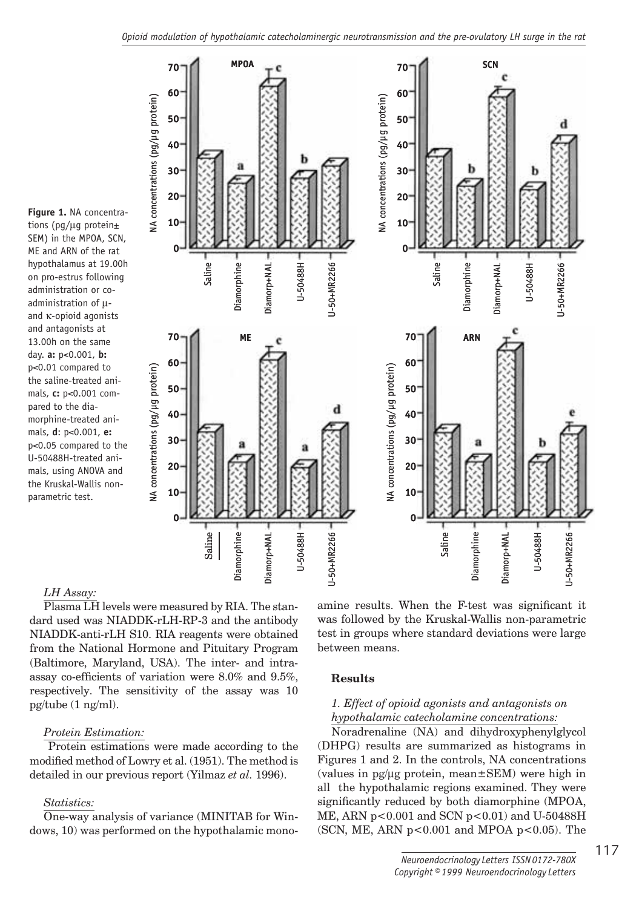**Figure 1.** NA concentrations (pg/μg protein± SEM) in the MPOA, SCN, ME and ARN of the rat hypothalamus at 19.00h on pro-estrus following administration or co-administration of μ- and κ-opioid agonists and antagonists at 13.00h on the same day. **a:** $p<0.001$, **b:** $p<0.01$ compared to the saline-treated animals, **c:** $p<0.001$ compared to the diamorphine-treated animals, **d**: $p<0.001$, **e:** $p<0.05$ compared to the U-50488H-treated animals, using ANOVA and the Kruskal-Wallis non-parametric test.

*LH Assay:*

Plasma LH levels were measured by RIA. The standard used was NIADDK-rLH-RP-3 and the antibody NIADDK-anti-rLH S10. RIA reagents were obtained from the National Hormone and Pituitary Program (Baltimore, Maryland, USA). The inter- and intra-assay co-efficients of variation were 8.0% and 9.5%, respectively. The sensitivity of the assay was 10 pg/tube (1 ng/ml).

*Protein Estimation:*

Protein estimations were made according to the modified method of Lowry et al. (1951). The method is detailed in our previous report (Yilmaz *et al.* 1996).

*Statistics:*

One-way analysis of variance (MINITAB for Windows, 10) was performed on the hypothalamic monoamine results. When the F-test was significant it was followed by the Kruskal-Wallis non-parametric test in groups where standard deviations were large between means.

## Results

*1. Effect of opioid agonists and antagonists on hypothalamic catecholamine concentrations:*

Noradrenaline (NA) and dihydroxyphenylglycol (DHPG) results are summarized as histograms in Figures 1 and 2. In the controls, NA concentrations (values in pg/μg protein, mean±SEM) were high in all the hypothalamic regions examined. They were significantly reduced by both diamorphine (MPOA, ME, ARN $p<0.001$ and SCN $p<0.01$) and U-50488H (SCN, ME, ARN $p<0.001$ and MPOA $p<0.05$). The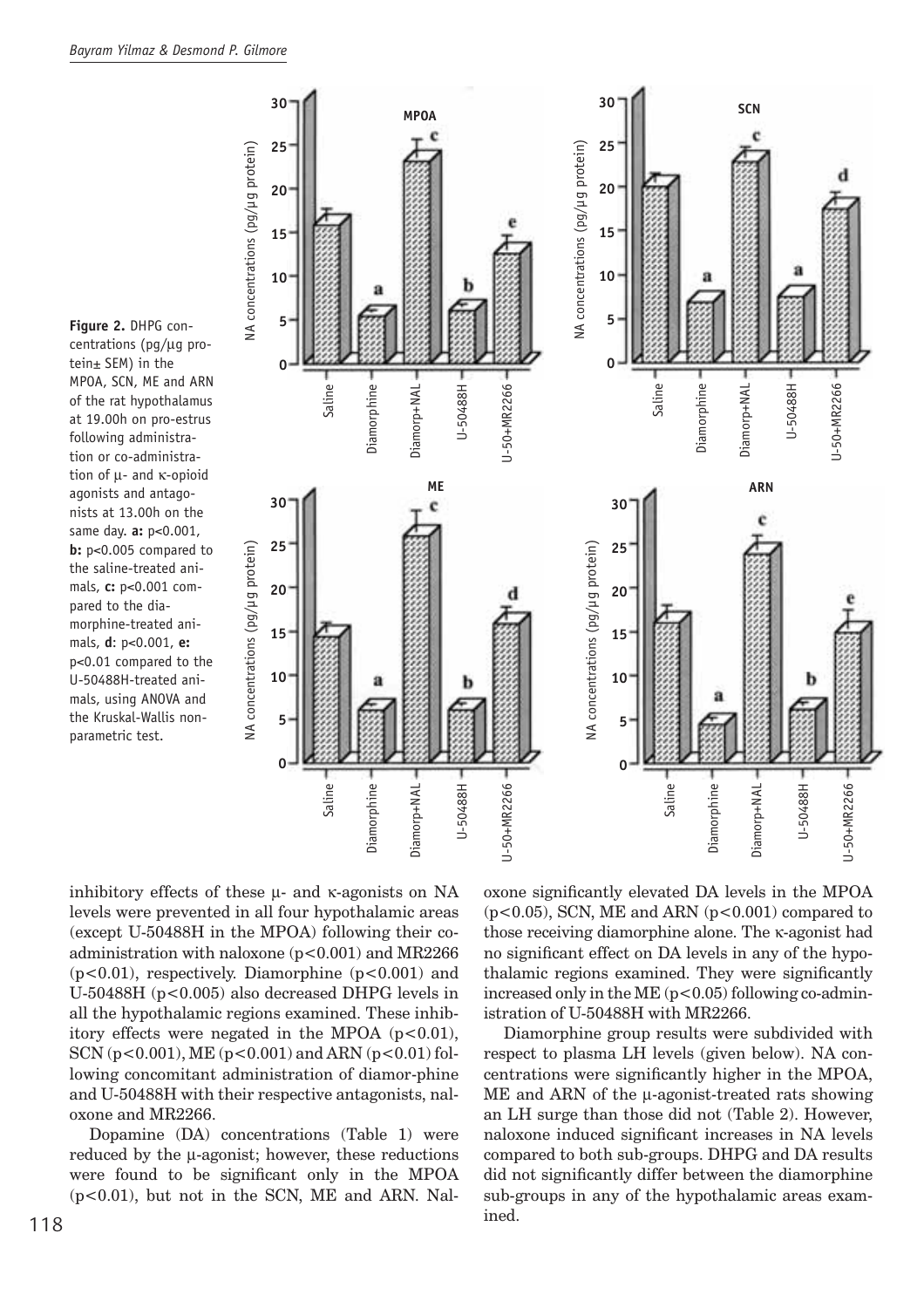**Figure 2.** DHPG concentrations (pg/µg protein± SEM) in the MPOA, SCN, ME and ARN of the rat hypothalamus at 19.00h on pro-estrus following administration or co-administration of µ- and κ-opioid agonists and antagonists at 13.00h on the same day. **a:** p<0.001, **b:** p<0.005 compared to the saline-treated animals, **c:** p<0.001 compared to the diamorphine-treated animals, **d**: p<0.001, **e:** p<0.01 compared to the U-50488H-treated animals, using ANOVA and the Kruskal-Wallis non-parametric test.

inhibitory effects of these µ- and κ-agonists on NA levels were prevented in all four hypothalamic areas (except U-50488H in the MPOA) following their co-administration with naloxone ($p<0.001$) and MR2266 ($p<0.01$), respectively. Diamorphine ($p<0.001$) and U-50488H ($p<0.005$) also decreased DHPG levels in all the hypothalamic regions examined. These inhibitory effects were negated in the MPOA ($p<0.01$), SCN ($p<0.001$), ME ($p<0.001$) and ARN ($p<0.01$) following concomitant administration of diamor-phine and U-50488H with their respective antagonists, naloxone and MR2266.

Dopamine (DA) concentrations (Table 1) were reduced by the µ-agonist; however, these reductions were found to be significant only in the MPOA ($p<0.01$), but not in the SCN, ME and ARN. Naloxone significantly elevated DA levels in the MPOA ($p<0.05$), SCN, ME and ARN ($p<0.001$) compared to those receiving diamorphine alone. The κ-agonist had no significant effect on DA levels in any of the hypothalamic regions examined. They were significantly increased only in the ME ($p<0.05$) following co-administration of U-50488H with MR2266.

Diamorphine group results were subdivided with respect to plasma LH levels (given below). NA concentrations were significantly higher in the MPOA, ME and ARN of the µ-agonist-treated rats showing an LH surge than those did not (Table 2). However, naloxone induced significant increases in NA levels compared to both sub-groups. DHPG and DA results did not significantly differ between the diamorphine sub-groups in any of the hypothalamic areas examined.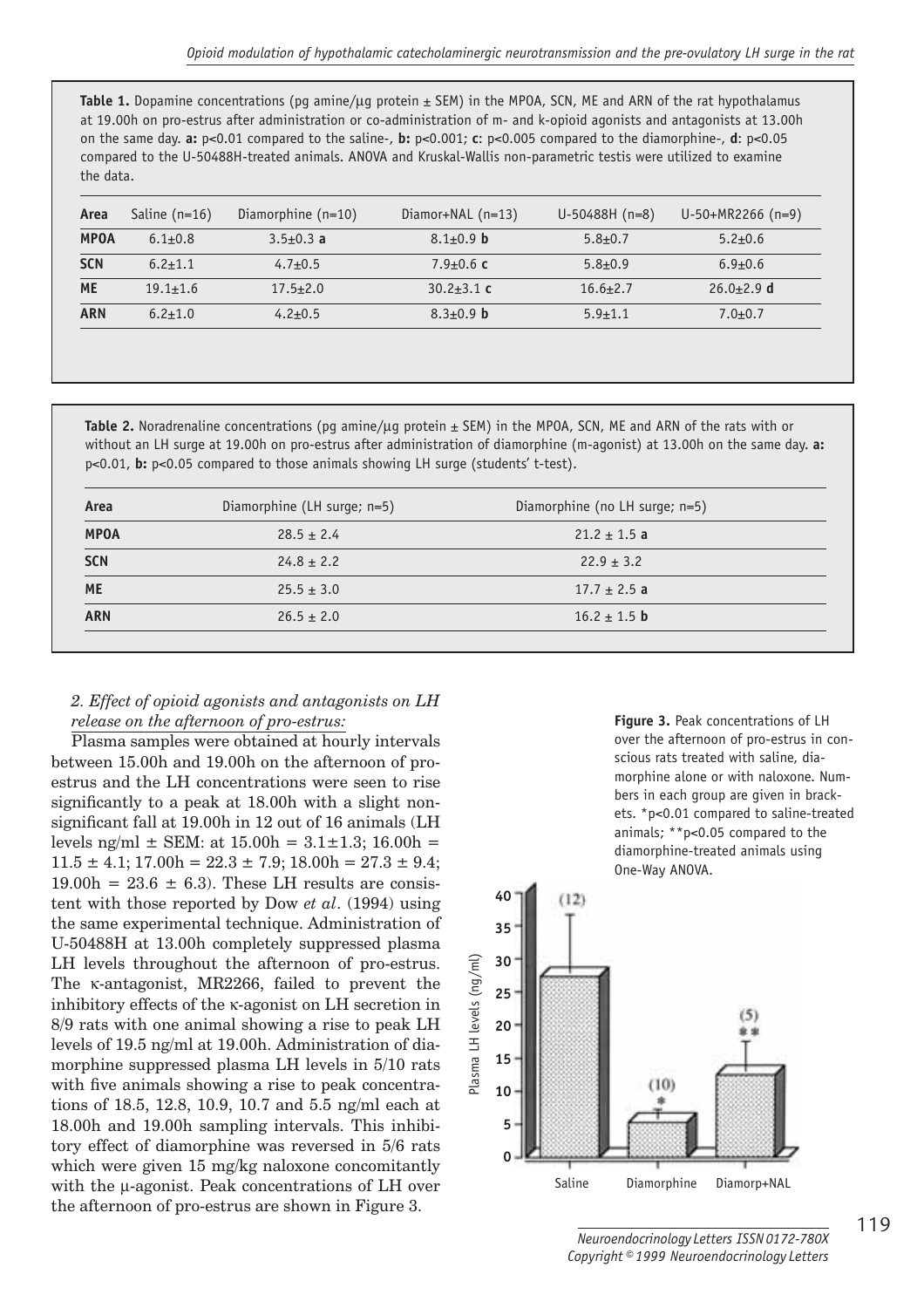**Table 1.** Dopamine concentrations (pg amine/μg protein ± SEM) in the MPOA, SCN, ME and ARN of the rat hypothalamus at 19.00h on pro-estrus after administration or co-administration of m- and k-opioid agonists and antagonists at 13.00h on the same day. **a:** p<0.01 compared to the saline-, **b:** p<0.001; **c**: p<0.005 compared to the diamorphine-, **d**: p<0.05 compared to the U-50488H-treated animals. ANOVA and Kruskal-Wallis non-parametric testis were utilized to examine the data.

| Area | Saline (n=16) | Diamorphine (n=10) | Diamor+NAL (n=13) | U-50488H (n=8) | U-50+MR2266 (n=9) |
|---|---|---|---|---|---|
| **MPOA** | 6.1±0.8 | 3.5±0.3 **a** | 8.1±0.9 **b** | 5.8±0.7 | 5.2±0.6 |
| **SCN** | 6.2±1.1 | 4.7±0.5 | 7.9±0.6 **c** | 5.8±0.9 | 6.9±0.6 |
| **ME** | 19.1±1.6 | 17.5±2.0 | 30.2±3.1 **c** | 16.6±2.7 | 26.0±2.9 **d** |
| **ARN** | 6.2±1.0 | 4.2±0.5 | 8.3±0.9 **b** | 5.9±1.1 | 7.0±0.7 |

**Table 2.** Noradrenaline concentrations (pg amine/μg protein ± SEM) in the MPOA, SCN, ME and ARN of the rats with or without an LH surge at 19.00h on pro-estrus after administration of diamorphine (m-agonist) at 13.00h on the same day. **a:** p<0.01, **b:** p<0.05 compared to those animals showing LH surge (students' t-test).

| Area | Diamorphine (LH surge; n=5) | Diamorphine (no LH surge; n=5) |
|---|---|---|
| **MPOA** | 28.5 ± 2.4 | 21.2 ± 1.5 **a** |
| **SCN** | 24.8 ± 2.2 | 22.9 ± 3.2 |
| **ME** | 25.5 ± 3.0 | 17.7 ± 2.5 **a** |
| **ARN** | 26.5 ± 2.0 | 16.2 ± 1.5 **b** |

*2. Effect of opioid agonists and antagonists on LH release on the afternoon of pro-estrus:*

Plasma samples were obtained at hourly intervals between 15.00h and 19.00h on the afternoon of pro-estrus and the LH concentrations were seen to rise significantly to a peak at 18.00h with a slight non-significant fall at 19.00h in 12 out of 16 animals (LH levels ng/ml ± SEM: at 15.00h = 3.1±1.3; 16.00h = 11.5 ± 4.1; 17.00h = 22.3 ± 7.9; 18.00h = 27.3 ± 9.4; 19.00h = 23.6 ± 6.3). These LH results are consistent with those reported by Dow *et al*. (1994) using the same experimental technique. Administration of U-50488H at 13.00h completely suppressed plasma LH levels throughout the afternoon of pro-estrus. The κ-antagonist, MR2266, failed to prevent the inhibitory effects of the κ-agonist on LH secretion in 8/9 rats with one animal showing a rise to peak LH levels of 19.5 ng/ml at 19.00h. Administration of diamorphine suppressed plasma LH levels in 5/10 rats with five animals showing a rise to peak concentrations of 18.5, 12.8, 10.9, 10.7 and 5.5 ng/ml each at 18.00h and 19.00h sampling intervals. This inhibitory effect of diamorphine was reversed in 5/6 rats which were given 15 mg/kg naloxone concomitantly with the μ-agonist. Peak concentrations of LH over the afternoon of pro-estrus are shown in Figure 3.

**Figure 3.** Peak concentrations of LH over the afternoon of pro-estrus in conscious rats treated with saline, diamorphine alone or with naloxone. Numbers in each group are given in brackets. *p<0.01 compared to saline-treated animals; **p<0.05 compared to the diamorphine-treated animals using One-Way ANOVA.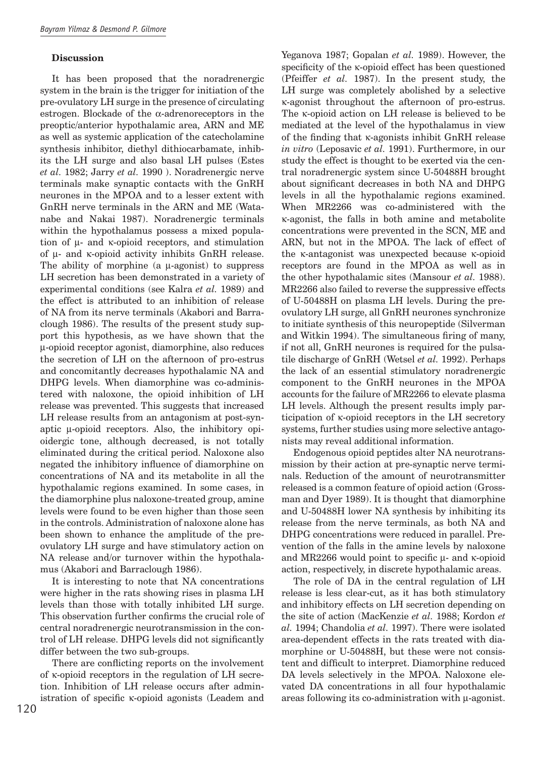### Discussion

It has been proposed that the noradrenergic system in the brain is the trigger for initiation of the pre-ovulatory LH surge in the presence of circulating estrogen. Blockade of the α-adrenoreceptors in the preoptic/anterior hypothalamic area, ARN and ME as well as systemic application of the catecholamine synthesis inhibitor, diethyl dithiocarbamate, inhibits the LH surge and also basal LH pulses (Estes *et al*. 1982; Jarry *et al*. 1990 ). Noradrenergic nerve terminals make synaptic contacts with the GnRH neurones in the MPOA and to a lesser extent with GnRH nerve terminals in the ARN and ME (Watanabe and Nakai 1987). Noradrenergic terminals within the hypothalamus possess a mixed population of μ- and κ-opioid receptors, and stimulation of μ- and κ-opioid activity inhibits GnRH release. The ability of morphine (a μ-agonist) to suppress LH secretion has been demonstrated in a variety of experimental conditions (see Kalra *et al*. 1989) and the effect is attributed to an inhibition of release of NA from its nerve terminals (Akabori and Barraclough 1986). The results of the present study support this hypothesis, as we have shown that the μ-opioid receptor agonist, diamorphine, also reduces the secretion of LH on the afternoon of pro-estrus and concomitantly decreases hypothalamic NA and DHPG levels. When diamorphine was co-administered with naloxone, the opioid inhibition of LH release was prevented. This suggests that increased LH release results from an antagonism at post-synaptic μ-opioid receptors. Also, the inhibitory opioidergic tone, although decreased, is not totally eliminated during the critical period. Naloxone also negated the inhibitory influence of diamorphine on concentrations of NA and its metabolite in all the hypothalamic regions examined. In some cases, in the diamorphine plus naloxone-treated group, amine levels were found to be even higher than those seen in the controls. Administration of naloxone alone has been shown to enhance the amplitude of the preovulatory LH surge and have stimulatory action on NA release and/or turnover within the hypothalamus (Akabori and Barraclough 1986).

It is interesting to note that NA concentrations were higher in the rats showing rises in plasma LH levels than those with totally inhibited LH surge. This observation further confirms the crucial role of central noradrenergic neurotransmission in the control of LH release. DHPG levels did not significantly differ between the two sub-groups.

There are conflicting reports on the involvement of κ-opioid receptors in the regulation of LH secretion. Inhibition of LH release occurs after administration of specific κ-opioid agonists (Leadem and Yeganova 1987; Gopalan *et al*. 1989). However, the specificity of the κ-opioid effect has been questioned (Pfeiffer *et al*. 1987). In the present study, the LH surge was completely abolished by a selective κ-agonist throughout the afternoon of pro-estrus. The κ-opioid action on LH release is believed to be mediated at the level of the hypothalamus in view of the finding that κ-agonists inhibit GnRH release *in vitro* (Leposavic *et al*. 1991). Furthermore, in our study the effect is thought to be exerted via the central noradrenergic system since U-50488H brought about significant decreases in both NA and DHPG levels in all the hypothalamic regions examined. When MR2266 was co-administered with the κ-agonist, the falls in both amine and metabolite concentrations were prevented in the SCN, ME and ARN, but not in the MPOA. The lack of effect of the κ-antagonist was unexpected because κ-opioid receptors are found in the MPOA as well as in the other hypothalamic sites (Mansour *et al*. 1988). MR2266 also failed to reverse the suppressive effects of U-50488H on plasma LH levels. During the preovulatory LH surge, all GnRH neurones synchronize to initiate synthesis of this neuropeptide (Silverman and Witkin 1994). The simultaneous firing of many, if not all, GnRH neurones is required for the pulsatile discharge of GnRH (Wetsel *et al*. 1992). Perhaps the lack of an essential stimulatory noradrenergic component to the GnRH neurones in the MPOA accounts for the failure of MR2266 to elevate plasma LH levels. Although the present results imply participation of κ-opioid receptors in the LH secretory systems, further studies using more selective antagonists may reveal additional information.

Endogenous opioid peptides alter NA neurotransmission by their action at pre-synaptic nerve terminals. Reduction of the amount of neurotransmitter released is a common feature of opioid action (Grossman and Dyer 1989). It is thought that diamorphine and U-50488H lower NA synthesis by inhibiting its release from the nerve terminals, as both NA and DHPG concentrations were reduced in parallel. Prevention of the falls in the amine levels by naloxone and MR2266 would point to specific μ- and κ-opioid action, respectively, in discrete hypothalamic areas.

The role of DA in the central regulation of LH release is less clear-cut, as it has both stimulatory and inhibitory effects on LH secretion depending on the site of action (MacKenzie *et al*. 1988; Kordon *et al*. 1994; Chandolia *et al*. 1997). There were isolated area-dependent effects in the rats treated with diamorphine or U-50488H, but these were not consistent and difficult to interpret. Diamorphine reduced DA levels selectively in the MPOA. Naloxone elevated DA concentrations in all four hypothalamic areas following its co-administration with μ-agonist.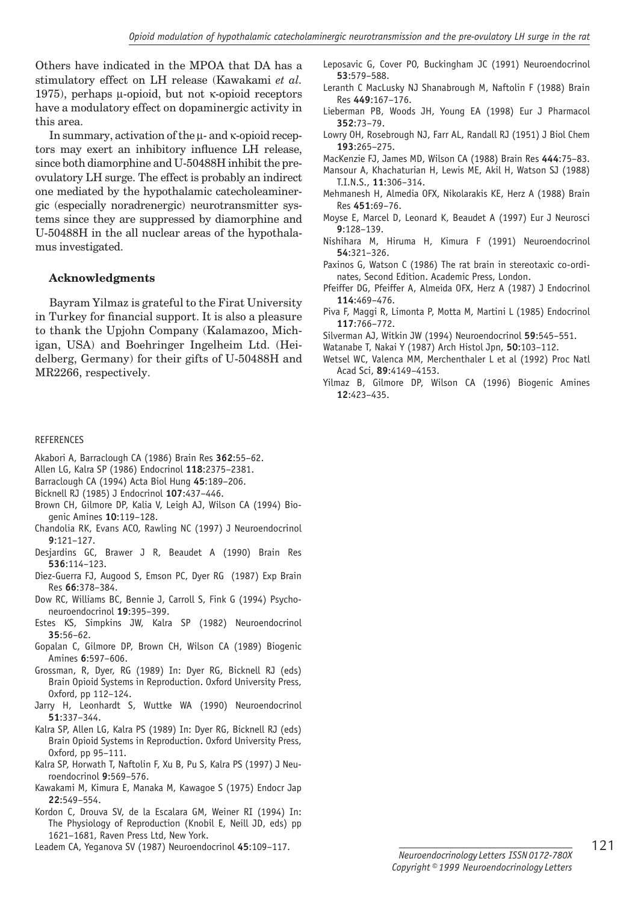Others have indicated in the MPOA that DA has a stimulatory effect on LH release (Kawakami *et al.* 1975), perhaps μ-opioid, but not κ-opioid receptors have a modulatory effect on dopaminergic activity in this area.

In summary, activation of the μ- and κ-opioid receptors may exert an inhibitory influence LH release, since both diamorphine and U-50488H inhibit the preovulatory LH surge. The effect is probably an indirect one mediated by the hypothalamic catecholeaminergic (especially noradrenergic) neurotransmitter systems since they are suppressed by diamorphine and U-50488H in the all nuclear areas of the hypothalamus investigated.

## Acknowledgments

Bayram Yilmaz is grateful to the Firat University in Turkey for financial support. It is also a pleasure to thank the Upjohn Company (Kalamazoo, Michigan, USA) and Boehringer Ingelheim Ltd. (Heidelberg, Germany) for their gifts of U-50488H and MR2266, respectively.

## REFERENCES

Akabori A, Barraclough CA (1986) Brain Res **362**:55–62.

Allen LG, Kalra SP (1986) Endocrinol **118**:2375–2381.

Barraclough CA (1994) Acta Biol Hung **45**:189–206.

Bicknell RJ (1985) J Endocrinol **107**:437–446.

Brown CH, Gilmore DP, Kalia V, Leigh AJ, Wilson CA (1994) Biogenic Amines **10**:119–128.

Chandolia RK, Evans ACO, Rawling NC (1997) J Neuroendocrinol **9**:121–127.

Desjardins GC, Brawer J R, Beaudet A (1990) Brain Res **536**:114–123.

Diez-Guerra FJ, Augood S, Emson PC, Dyer RG (1987) Exp Brain Res **66**:378–384.

Dow RC, Williams BC, Bennie J, Carroll S, Fink G (1994) Psychoneuroendocrinol **19**:395–399.

Estes KS, Simpkins JW, Kalra SP (1982) Neuroendocrinol **35**:56–62.

Gopalan C, Gilmore DP, Brown CH, Wilson CA (1989) Biogenic Amines **6**:597–606.

Grossman, R, Dyer, RG (1989) In: Dyer RG, Bicknell RJ (eds) Brain Opioid Systems in Reproduction. Oxford University Press, Oxford, pp 112–124.

Jarry H, Leonhardt S, Wuttke WA (1990) Neuroendocrinol **51**:337–344.

Kalra SP, Allen LG, Kalra PS (1989) In: Dyer RG, Bicknell RJ (eds) Brain Opioid Systems in Reproduction. Oxford University Press, Oxford, pp 95–111.

Kalra SP, Horwath T, Naftolin F, Xu B, Pu S, Kalra PS (1997) J Neuroendocrinol **9**:569–576.

Kawakami M, Kimura E, Manaka M, Kawagoe S (1975) Endocr Jap **22**:549–554.

Kordon C, Drouva SV, de la Escalara GM, Weiner RI (1994) In: The Physiology of Reproduction (Knobil E, Neill JD, eds) pp 1621–1681, Raven Press Ltd, New York.

Leadem CA, Yeganova SV (1987) Neuroendocrinol **45**:109–117.

Leposavic G, Cover PO, Buckingham JC (1991) Neuroendocrinol **53**:579–588.

Leranth C MacLusky NJ Shanabrough M, Naftolin F (1988) Brain Res **449**:167–176.

Lieberman PB, Woods JH, Young EA (1998) Eur J Pharmacol **352**:73–79.

Lowry OH, Rosebrough NJ, Farr AL, Randall RJ (1951) J Biol Chem **193**:265–275.

MacKenzie FJ, James MD, Wilson CA (1988) Brain Res **444**:75–83.

Mansour A, Khachaturian H, Lewis ME, Akil H, Watson SJ (1988) T.I.N.S., **11**:306–314.

Mehmanesh H, Almedia OFX, Nikolarakis KE, Herz A (1988) Brain Res **451**:69–76.

Moyse E, Marcel D, Leonard K, Beaudet A (1997) Eur J Neurosci **9**:128–139.

Nishihara M, Hiruma H, Kimura F (1991) Neuroendocrinol **54**:321–326.

Paxinos G, Watson C (1986) The rat brain in stereotaxic co-ordinates, Second Edition. Academic Press, London.

Pfeiffer DG, Pfeiffer A, Almeida OFX, Herz A (1987) J Endocrinol **114**:469–476.

Piva F, Maggi R, Limonta P, Motta M, Martini L (1985) Endocrinol **117**:766–772.

Silverman AJ, Witkin JW (1994) Neuroendocrinol **59**:545–551.

Watanabe T, Nakai Y (1987) Arch Histol Jpn, **50**:103–112.

Wetsel WC, Valenca MM, Merchenthaler L et al (1992) Proc Natl Acad Sci, **89**:4149–4153.

Yilmaz B, Gilmore DP, Wilson CA (1996) Biogenic Amines **12**:423–435.